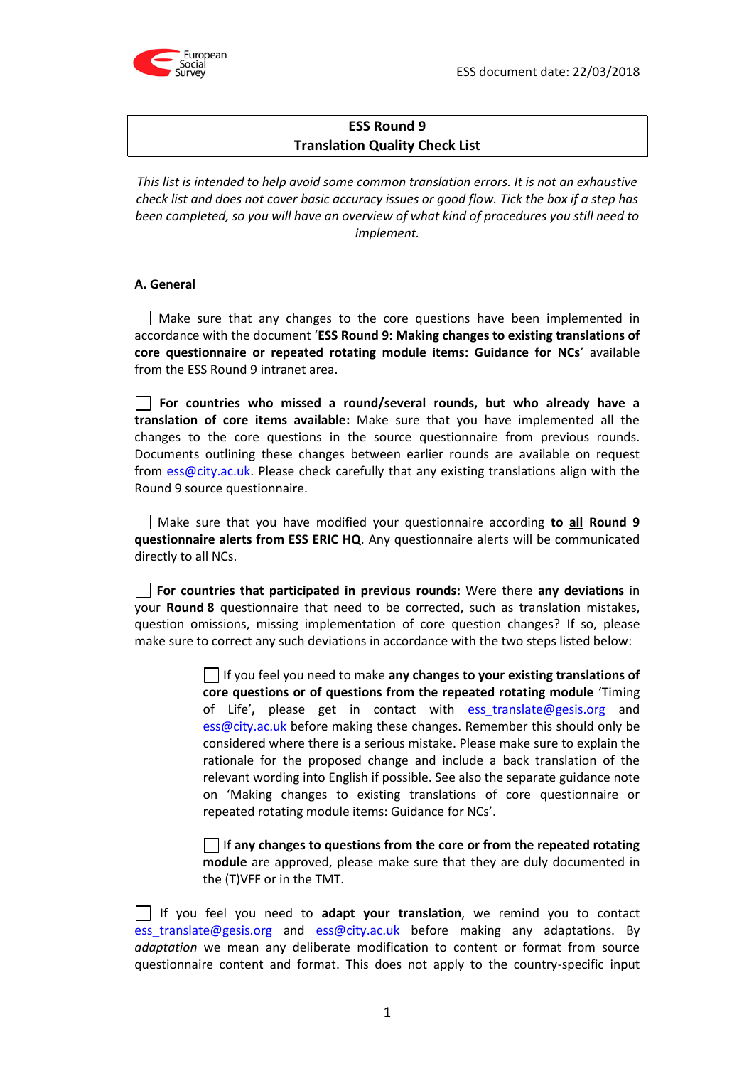ESS document date: 22/03/2018

**ESS Round 9**
**Translation Quality Check List**

*This list is intended to help avoid some common translation errors. It is not an exhaustive check list and does not cover basic accuracy issues or good flow. Tick the box if a step has been completed, so you will have an overview of what kind of procedures you still need to implement.*

## A. General

☐ Make sure that any changes to the core questions have been implemented in accordance with the document '**ESS Round 9: Making changes to existing translations of core questionnaire or repeated rotating module items: Guidance for NCs**' available from the ESS Round 9 intranet area.

☐ **For countries who missed a round/several rounds, but who already have a translation of core items available:** Make sure that you have implemented all the changes to the core questions in the source questionnaire from previous rounds. Documents outlining these changes between earlier rounds are available on request from ess@city.ac.uk. Please check carefully that any existing translations align with the Round 9 source questionnaire.

☐ Make sure that you have modified your questionnaire according **to all Round 9 questionnaire alerts from ESS ERIC HQ**. Any questionnaire alerts will be communicated directly to all NCs.

☐ **For countries that participated in previous rounds:** Were there **any deviations** in your **Round 8** questionnaire that need to be corrected, such as translation mistakes, question omissions, missing implementation of core question changes? If so, please make sure to correct any such deviations in accordance with the two steps listed below:

> ☐ If you feel you need to make **any changes to your existing translations of core questions or of questions from the repeated rotating module** 'Timing of Life'**,** please get in contact with ess_translate@gesis.org and ess@city.ac.uk before making these changes. Remember this should only be considered where there is a serious mistake. Please make sure to explain the rationale for the proposed change and include a back translation of the relevant wording into English if possible. See also the separate guidance note on 'Making changes to existing translations of core questionnaire or repeated rotating module items: Guidance for NCs'.
>
> ☐ If **any changes to questions from the core or from the repeated rotating module** are approved, please make sure that they are duly documented in the (T)VFF or in the TMT.

☐ If you feel you need to **adapt your translation**, we remind you to contact ess_translate@gesis.org and ess@city.ac.uk before making any adaptations. By *adaptation* we mean any deliberate modification to content or format from source questionnaire content and format. This does not apply to the country-specific input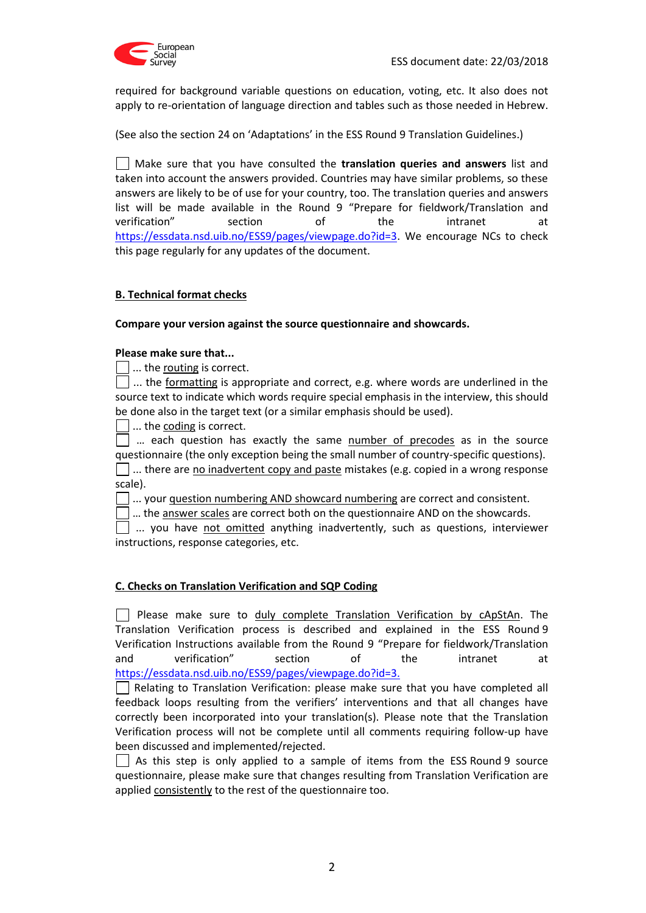required for background variable questions on education, voting, etc. It also does not apply to re-orientation of language direction and tables such as those needed in Hebrew.

(See also the section 24 on 'Adaptations' in the ESS Round 9 Translation Guidelines.)

☐ Make sure that you have consulted the **translation queries and answers** list and taken into account the answers provided. Countries may have similar problems, so these answers are likely to be of use for your country, too. The translation queries and answers list will be made available in the Round 9 "Prepare for fieldwork/Translation and verification" section of the intranet at https://essdata.nsd.uib.no/ESS9/pages/viewpage.do?id=3. We encourage NCs to check this page regularly for any updates of the document.

## B. Technical format checks

**Compare your version against the source questionnaire and showcards.**

**Please make sure that...**

☐ ... the routing is correct.
☐ ... the formatting is appropriate and correct, e.g. where words are underlined in the source text to indicate which words require special emphasis in the interview, this should be done also in the target text (or a similar emphasis should be used).
☐ ... the coding is correct.
☐ ... each question has exactly the same number of precodes as in the source questionnaire (the only exception being the small number of country-specific questions).
☐ ... there are no inadvertent copy and paste mistakes (e.g. copied in a wrong response scale).
☐ ... your question numbering AND showcard numbering are correct and consistent.
☐ ... the answer scales are correct both on the questionnaire AND on the showcards.
☐ ... you have not omitted anything inadvertently, such as questions, interviewer instructions, response categories, etc.

## C. Checks on Translation Verification and SQP Coding

☐ Please make sure to duly complete Translation Verification by cApStAn. The Translation Verification process is described and explained in the ESS Round 9 Verification Instructions available from the Round 9 "Prepare for fieldwork/Translation and verification" section of the intranet at https://essdata.nsd.uib.no/ESS9/pages/viewpage.do?id=3.
☐ Relating to Translation Verification: please make sure that you have completed all feedback loops resulting from the verifiers' interventions and that all changes have correctly been incorporated into your translation(s). Please note that the Translation Verification process will not be complete until all comments requiring follow-up have been discussed and implemented/rejected.
☐ As this step is only applied to a sample of items from the ESS Round 9 source questionnaire, please make sure that changes resulting from Translation Verification are applied consistently to the rest of the questionnaire too.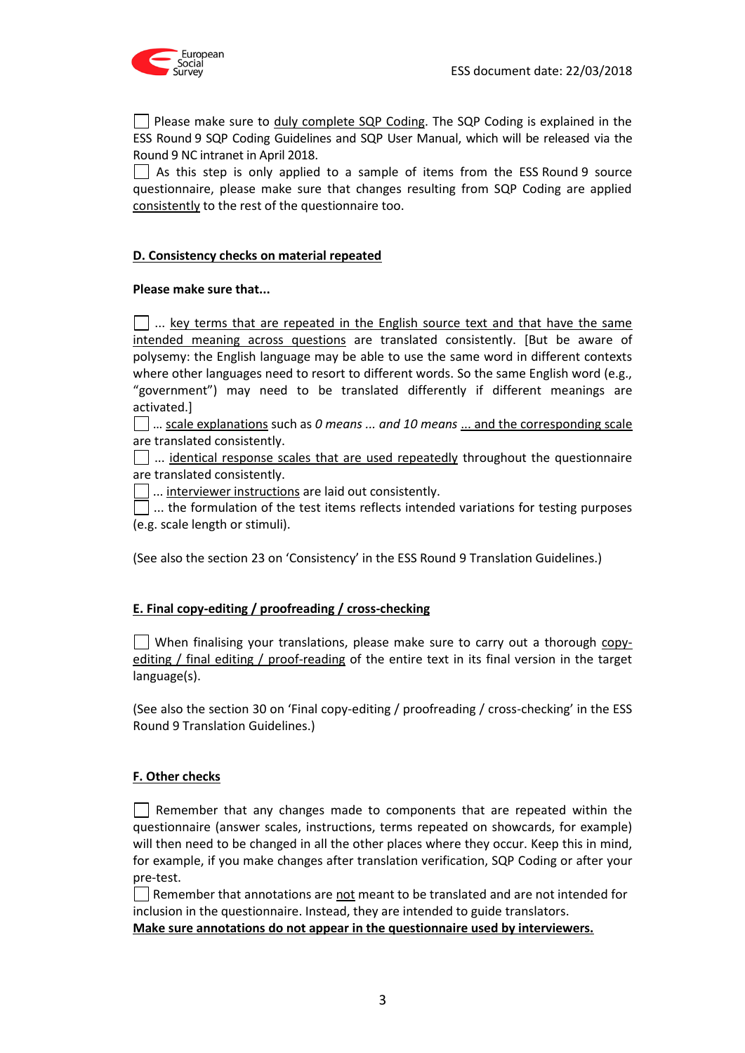☐ Please make sure to <u>duly complete SQP Coding</u>. The SQP Coding is explained in the ESS Round 9 SQP Coding Guidelines and SQP User Manual, which will be released via the Round 9 NC intranet in April 2018.

☐ As this step is only applied to a sample of items from the ESS Round 9 source questionnaire, please make sure that changes resulting from SQP Coding are applied <u>consistently</u> to the rest of the questionnaire too.

## D. Consistency checks on material repeated

**Please make sure that...**

☐ ... <u>key terms that are repeated in the English source text and that have the same intended meaning across questions</u> are translated consistently. [But be aware of polysemy: the English language may be able to use the same word in different contexts where other languages need to resort to different words. So the same English word (e.g., "government") may need to be translated differently if different meanings are activated.]

☐ ... <u>scale explanations</u> such as *0 means ... and 10 means* <u>... and the corresponding scale</u> are translated consistently.

☐ ... <u>identical response scales that are used repeatedly</u> throughout the questionnaire are translated consistently.

☐ ... <u>interviewer instructions</u> are laid out consistently.

☐ ... the formulation of the test items reflects intended variations for testing purposes (e.g. scale length or stimuli).

(See also the section 23 on 'Consistency' in the ESS Round 9 Translation Guidelines.)

## E. Final copy-editing / proofreading / cross-checking

☐ When finalising your translations, please make sure to carry out a thorough <u>copy-editing / final editing / proof-reading</u> of the entire text in its final version in the target language(s).

(See also the section 30 on 'Final copy-editing / proofreading / cross-checking' in the ESS Round 9 Translation Guidelines.)

## F. Other checks

☐ Remember that any changes made to components that are repeated within the questionnaire (answer scales, instructions, terms repeated on showcards, for example) will then need to be changed in all the other places where they occur. Keep this in mind, for example, if you make changes after translation verification, SQP Coding or after your pre-test.

☐ Remember that annotations are <u>not</u> meant to be translated and are not intended for inclusion in the questionnaire. Instead, they are intended to guide translators.

**<u>Make sure annotations do not appear in the questionnaire used by interviewers.</u>**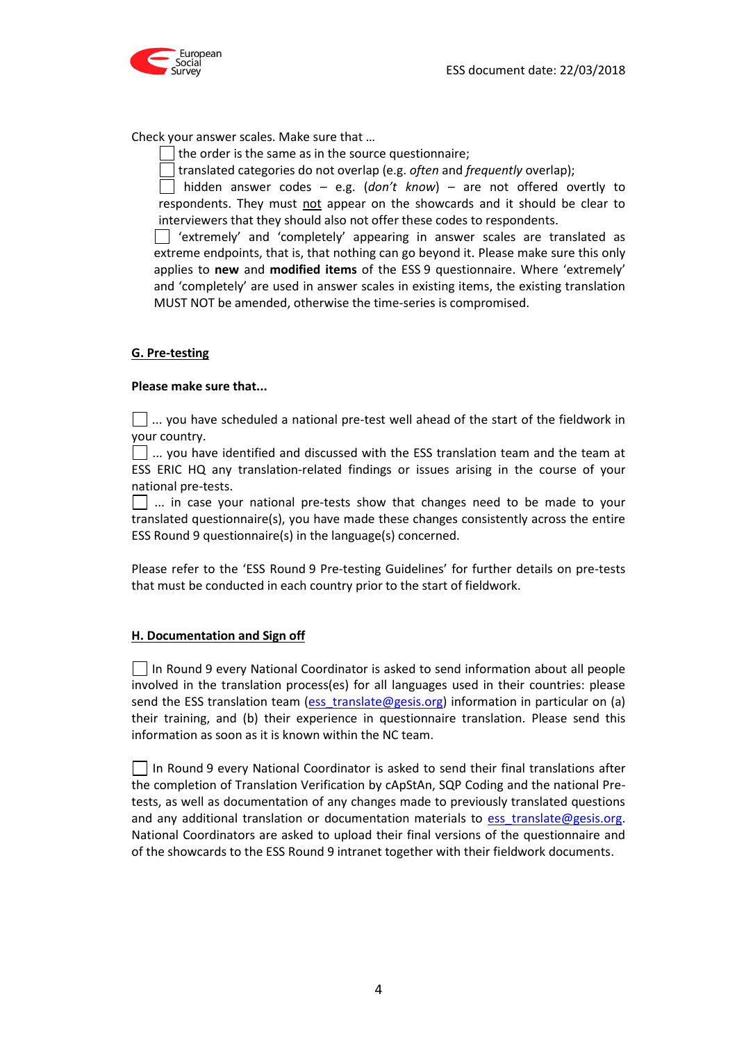Check your answer scales. Make sure that …

- ☐ the order is the same as in the source questionnaire;
- ☐ translated categories do not overlap (e.g. *often* and *frequently* overlap);
- ☐ hidden answer codes – e.g. (*don't know*) – are not offered overtly to respondents. They must not appear on the showcards and it should be clear to interviewers that they should also not offer these codes to respondents.
- ☐ 'extremely' and 'completely' appearing in answer scales are translated as extreme endpoints, that is, that nothing can go beyond it. Please make sure this only applies to **new** and **modified items** of the ESS 9 questionnaire. Where 'extremely' and 'completely' are used in answer scales in existing items, the existing translation MUST NOT be amended, otherwise the time-series is compromised.

## G. Pre-testing

**Please make sure that...**

☐ ... you have scheduled a national pre-test well ahead of the start of the fieldwork in your country.

☐ ... you have identified and discussed with the ESS translation team and the team at ESS ERIC HQ any translation-related findings or issues arising in the course of your national pre-tests.

☐ ... in case your national pre-tests show that changes need to be made to your translated questionnaire(s), you have made these changes consistently across the entire ESS Round 9 questionnaire(s) in the language(s) concerned.

Please refer to the 'ESS Round 9 Pre-testing Guidelines' for further details on pre-tests that must be conducted in each country prior to the start of fieldwork.

## H. Documentation and Sign off

☐ In Round 9 every National Coordinator is asked to send information about all people involved in the translation process(es) for all languages used in their countries: please send the ESS translation team (ess_translate@gesis.org) information in particular on (a) their training, and (b) their experience in questionnaire translation. Please send this information as soon as it is known within the NC team.

☐ In Round 9 every National Coordinator is asked to send their final translations after the completion of Translation Verification by cApStAn, SQP Coding and the national Pre-tests, as well as documentation of any changes made to previously translated questions and any additional translation or documentation materials to ess_translate@gesis.org. National Coordinators are asked to upload their final versions of the questionnaire and of the showcards to the ESS Round 9 intranet together with their fieldwork documents.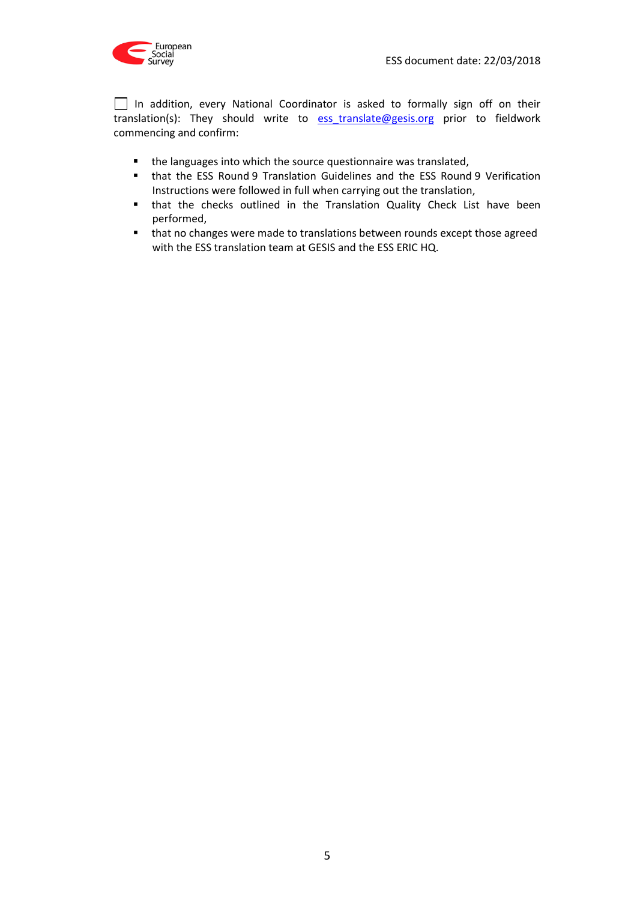☐ In addition, every National Coordinator is asked to formally sign off on their translation(s): They should write to ess_translate@gesis.org prior to fieldwork commencing and confirm:

- the languages into which the source questionnaire was translated,
- that the ESS Round 9 Translation Guidelines and the ESS Round 9 Verification Instructions were followed in full when carrying out the translation,
- that the checks outlined in the Translation Quality Check List have been performed,
- that no changes were made to translations between rounds except those agreed with the ESS translation team at GESIS and the ESS ERIC HQ.